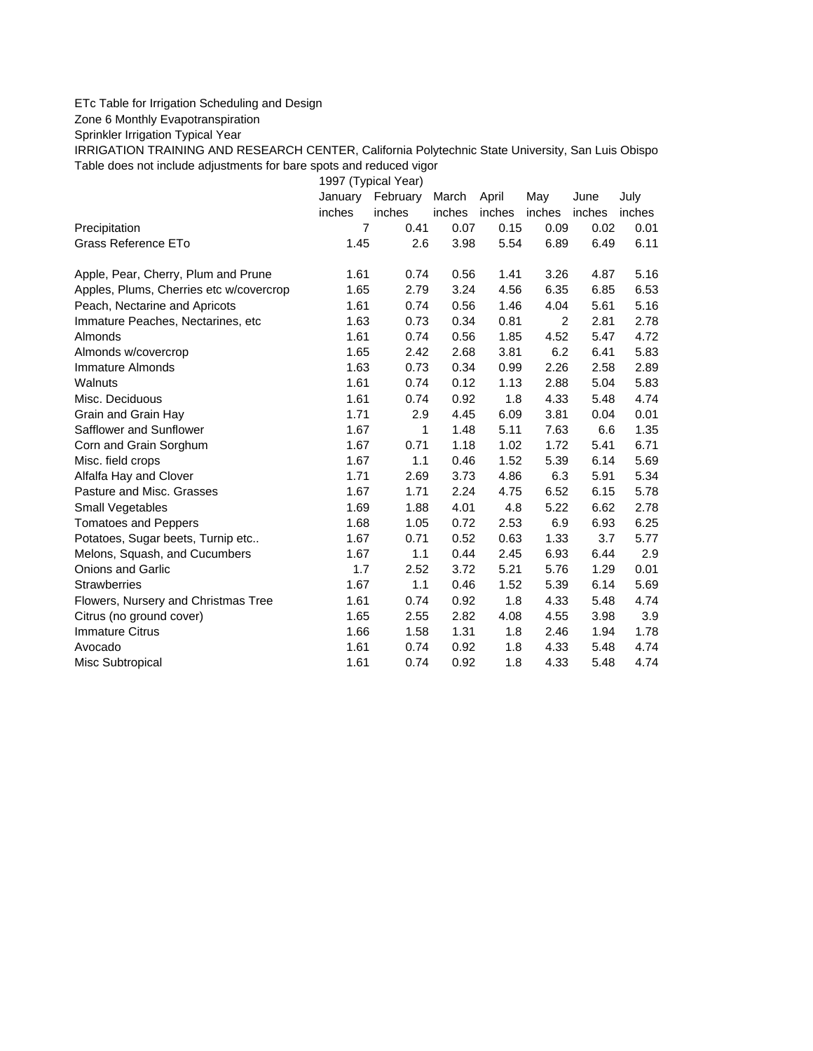ETc Table for Irrigation Scheduling and Design

Zone 6 Monthly Evapotranspiration

Sprinkler Irrigation Typical Year

IRRIGATION TRAINING AND RESEARCH CENTER, California Polytechnic State University, San Luis Obispo

Table does not include adjustments for bare spots and reduced vigor

| | 1997 (Typical Year) | | | | | | |
|---|---|---|---|---|---|---|---|
| | January | February | March | April | May | June | July |
| | inches | inches | inches | inches | inches | inches | inches |
| Precipitation | 7 | 0.41 | 0.07 | 0.15 | 0.09 | 0.02 | 0.01 |
| Grass Reference ETo | 1.45 | 2.6 | 3.98 | 5.54 | 6.89 | 6.49 | 6.11 |
| | | | | | | | |
| Apple, Pear, Cherry, Plum and Prune | 1.61 | 0.74 | 0.56 | 1.41 | 3.26 | 4.87 | 5.16 |
| Apples, Plums, Cherries etc w/covercrop | 1.65 | 2.79 | 3.24 | 4.56 | 6.35 | 6.85 | 6.53 |
| Peach, Nectarine and Apricots | 1.61 | 0.74 | 0.56 | 1.46 | 4.04 | 5.61 | 5.16 |
| Immature Peaches, Nectarines, etc | 1.63 | 0.73 | 0.34 | 0.81 | 2 | 2.81 | 2.78 |
| Almonds | 1.61 | 0.74 | 0.56 | 1.85 | 4.52 | 5.47 | 4.72 |
| Almonds w/covercrop | 1.65 | 2.42 | 2.68 | 3.81 | 6.2 | 6.41 | 5.83 |
| Immature Almonds | 1.63 | 0.73 | 0.34 | 0.99 | 2.26 | 2.58 | 2.89 |
| Walnuts | 1.61 | 0.74 | 0.12 | 1.13 | 2.88 | 5.04 | 5.83 |
| Misc. Deciduous | 1.61 | 0.74 | 0.92 | 1.8 | 4.33 | 5.48 | 4.74 |
| Grain and Grain Hay | 1.71 | 2.9 | 4.45 | 6.09 | 3.81 | 0.04 | 0.01 |
| Safflower and Sunflower | 1.67 | 1 | 1.48 | 5.11 | 7.63 | 6.6 | 1.35 |
| Corn and Grain Sorghum | 1.67 | 0.71 | 1.18 | 1.02 | 1.72 | 5.41 | 6.71 |
| Misc. field crops | 1.67 | 1.1 | 0.46 | 1.52 | 5.39 | 6.14 | 5.69 |
| Alfalfa Hay and Clover | 1.71 | 2.69 | 3.73 | 4.86 | 6.3 | 5.91 | 5.34 |
| Pasture and Misc. Grasses | 1.67 | 1.71 | 2.24 | 4.75 | 6.52 | 6.15 | 5.78 |
| Small Vegetables | 1.69 | 1.88 | 4.01 | 4.8 | 5.22 | 6.62 | 2.78 |
| Tomatoes and Peppers | 1.68 | 1.05 | 0.72 | 2.53 | 6.9 | 6.93 | 6.25 |
| Potatoes, Sugar beets, Turnip etc.. | 1.67 | 0.71 | 0.52 | 0.63 | 1.33 | 3.7 | 5.77 |
| Melons, Squash, and Cucumbers | 1.67 | 1.1 | 0.44 | 2.45 | 6.93 | 6.44 | 2.9 |
| Onions and Garlic | 1.7 | 2.52 | 3.72 | 5.21 | 5.76 | 1.29 | 0.01 |
| Strawberries | 1.67 | 1.1 | 0.46 | 1.52 | 5.39 | 6.14 | 5.69 |
| Flowers, Nursery and Christmas Tree | 1.61 | 0.74 | 0.92 | 1.8 | 4.33 | 5.48 | 4.74 |
| Citrus (no ground cover) | 1.65 | 2.55 | 2.82 | 4.08 | 4.55 | 3.98 | 3.9 |
| Immature Citrus | 1.66 | 1.58 | 1.31 | 1.8 | 2.46 | 1.94 | 1.78 |
| Avocado | 1.61 | 0.74 | 0.92 | 1.8 | 4.33 | 5.48 | 4.74 |
| Misc Subtropical | 1.61 | 0.74 | 0.92 | 1.8 | 4.33 | 5.48 | 4.74 |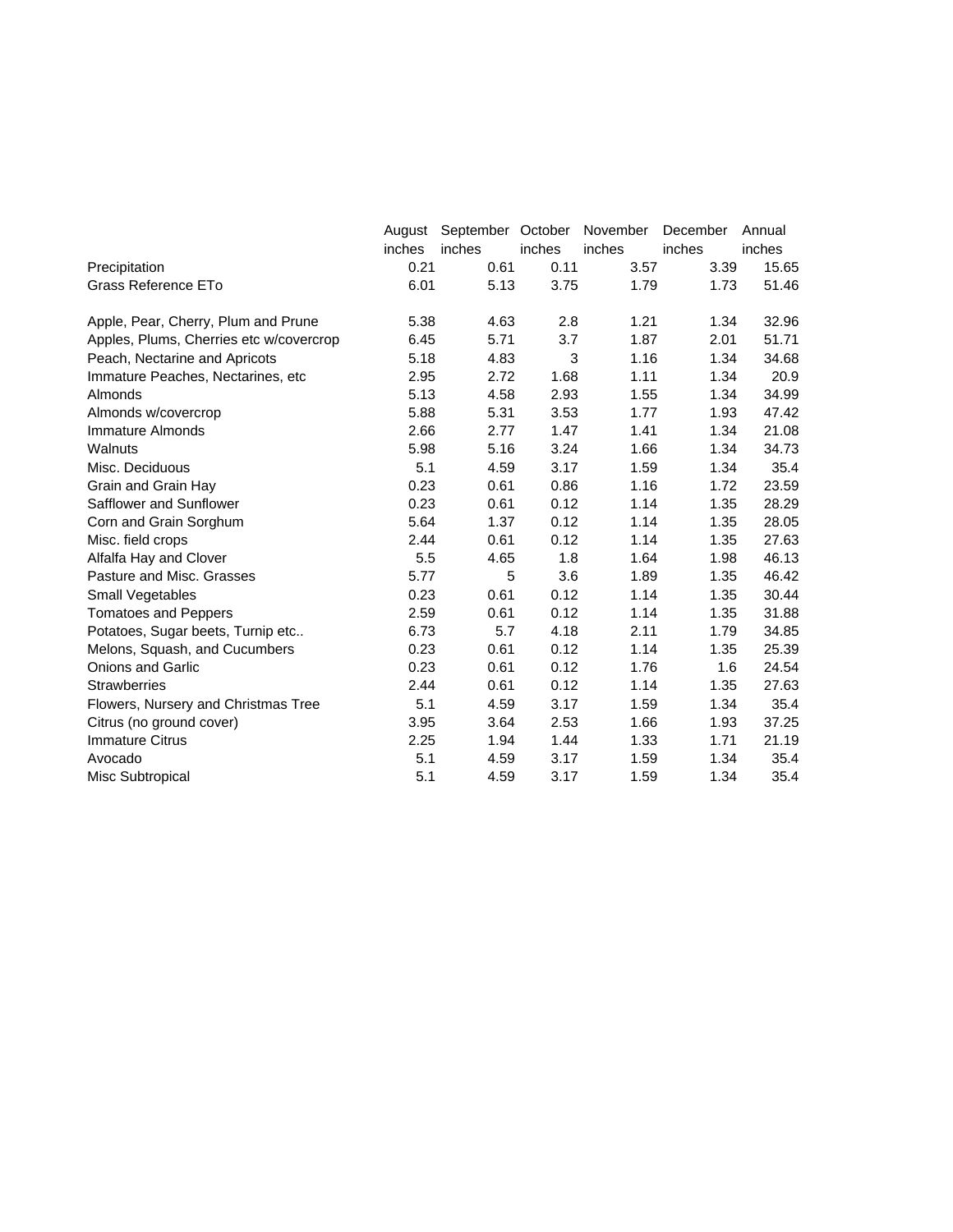| | August inches | September inches | October inches | November inches | December inches | Annual inches |
|---|---|---|---|---|---|---|
| Precipitation | 0.21 | 0.61 | 0.11 | 3.57 | 3.39 | 15.65 |
| Grass Reference ETo | 6.01 | 5.13 | 3.75 | 1.79 | 1.73 | 51.46 |
| | | | | | | |
| Apple, Pear, Cherry, Plum and Prune | 5.38 | 4.63 | 2.8 | 1.21 | 1.34 | 32.96 |
| Apples, Plums, Cherries etc w/covercrop | 6.45 | 5.71 | 3.7 | 1.87 | 2.01 | 51.71 |
| Peach, Nectarine and Apricots | 5.18 | 4.83 | 3 | 1.16 | 1.34 | 34.68 |
| Immature Peaches, Nectarines, etc | 2.95 | 2.72 | 1.68 | 1.11 | 1.34 | 20.9 |
| Almonds | 5.13 | 4.58 | 2.93 | 1.55 | 1.34 | 34.99 |
| Almonds w/covercrop | 5.88 | 5.31 | 3.53 | 1.77 | 1.93 | 47.42 |
| Immature Almonds | 2.66 | 2.77 | 1.47 | 1.41 | 1.34 | 21.08 |
| Walnuts | 5.98 | 5.16 | 3.24 | 1.66 | 1.34 | 34.73 |
| Misc. Deciduous | 5.1 | 4.59 | 3.17 | 1.59 | 1.34 | 35.4 |
| Grain and Grain Hay | 0.23 | 0.61 | 0.86 | 1.16 | 1.72 | 23.59 |
| Safflower and Sunflower | 0.23 | 0.61 | 0.12 | 1.14 | 1.35 | 28.29 |
| Corn and Grain Sorghum | 5.64 | 1.37 | 0.12 | 1.14 | 1.35 | 28.05 |
| Misc. field crops | 2.44 | 0.61 | 0.12 | 1.14 | 1.35 | 27.63 |
| Alfalfa Hay and Clover | 5.5 | 4.65 | 1.8 | 1.64 | 1.98 | 46.13 |
| Pasture and Misc. Grasses | 5.77 | 5 | 3.6 | 1.89 | 1.35 | 46.42 |
| Small Vegetables | 0.23 | 0.61 | 0.12 | 1.14 | 1.35 | 30.44 |
| Tomatoes and Peppers | 2.59 | 0.61 | 0.12 | 1.14 | 1.35 | 31.88 |
| Potatoes, Sugar beets, Turnip etc.. | 6.73 | 5.7 | 4.18 | 2.11 | 1.79 | 34.85 |
| Melons, Squash, and Cucumbers | 0.23 | 0.61 | 0.12 | 1.14 | 1.35 | 25.39 |
| Onions and Garlic | 0.23 | 0.61 | 0.12 | 1.76 | 1.6 | 24.54 |
| Strawberries | 2.44 | 0.61 | 0.12 | 1.14 | 1.35 | 27.63 |
| Flowers, Nursery and Christmas Tree | 5.1 | 4.59 | 3.17 | 1.59 | 1.34 | 35.4 |
| Citrus (no ground cover) | 3.95 | 3.64 | 2.53 | 1.66 | 1.93 | 37.25 |
| Immature Citrus | 2.25 | 1.94 | 1.44 | 1.33 | 1.71 | 21.19 |
| Avocado | 5.1 | 4.59 | 3.17 | 1.59 | 1.34 | 35.4 |
| Misc Subtropical | 5.1 | 4.59 | 3.17 | 1.59 | 1.34 | 35.4 |